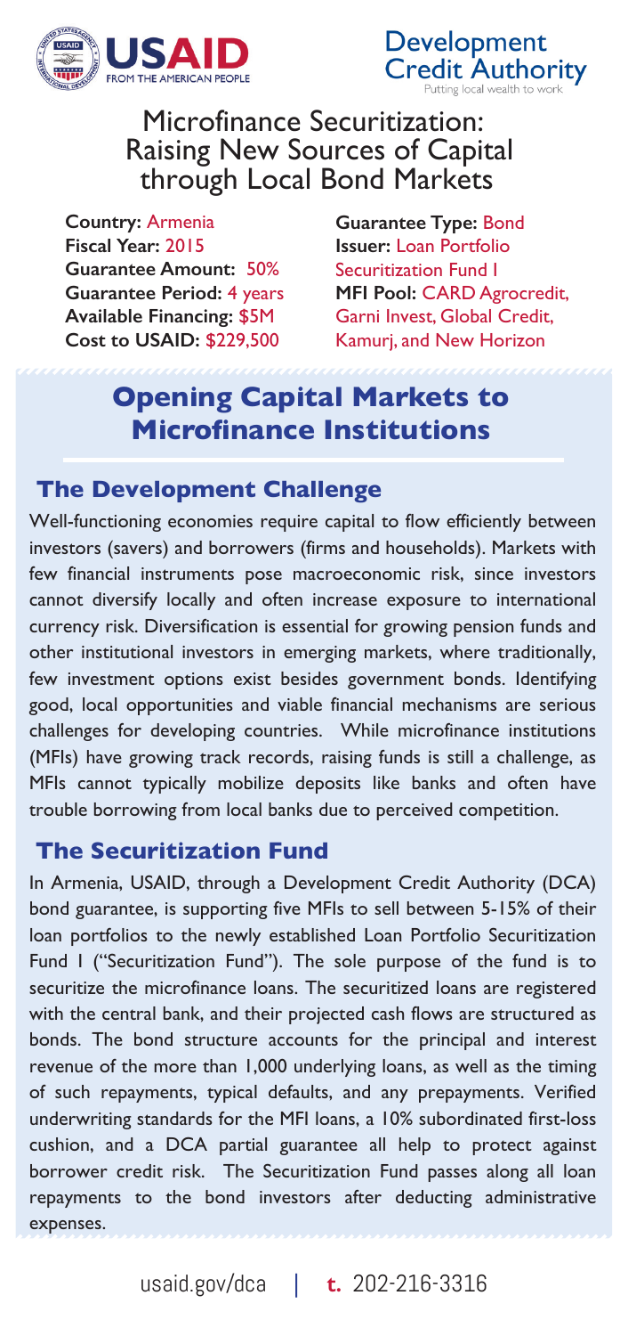Development Credit Authority
Putting local wealth to work

# Microfinance Securitization: Raising New Sources of Capital through Local Bond Markets

**Country:** Armenia
**Fiscal Year:** 2015
**Guarantee Amount:** 50%
**Guarantee Period:** 4 years
**Available Financing:** $5M
**Cost to USAID:** $229,500

**Guarantee Type:** Bond
**Issuer:** Loan Portfolio Securitization Fund I
**MFI Pool:** CARD Agrocredit, Garni Invest, Global Credit, Kamurj, and New Horizon

## Opening Capital Markets to Microfinance Institutions

### The Development Challenge

Well-functioning economies require capital to flow efficiently between investors (savers) and borrowers (firms and households). Markets with few financial instruments pose macroeconomic risk, since investors cannot diversify locally and often increase exposure to international currency risk. Diversification is essential for growing pension funds and other institutional investors in emerging markets, where traditionally, few investment options exist besides government bonds. Identifying good, local opportunities and viable financial mechanisms are serious challenges for developing countries. While microfinance institutions (MFIs) have growing track records, raising funds is still a challenge, as MFIs cannot typically mobilize deposits like banks and often have trouble borrowing from local banks due to perceived competition.

### The Securitization Fund

In Armenia, USAID, through a Development Credit Authority (DCA) bond guarantee, is supporting five MFIs to sell between 5-15% of their loan portfolios to the newly established Loan Portfolio Securitization Fund I ("Securitization Fund"). The sole purpose of the fund is to securitize the microfinance loans. The securitized loans are registered with the central bank, and their projected cash flows are structured as bonds. The bond structure accounts for the principal and interest revenue of the more than 1,000 underlying loans, as well as the timing of such repayments, typical defaults, and any prepayments. Verified underwriting standards for the MFI loans, a 10% subordinated first-loss cushion, and a DCA partial guarantee all help to protect against borrower credit risk. The Securitization Fund passes along all loan repayments to the bond investors after deducting administrative expenses.

usaid.gov/dca | **t.** 202-216-3316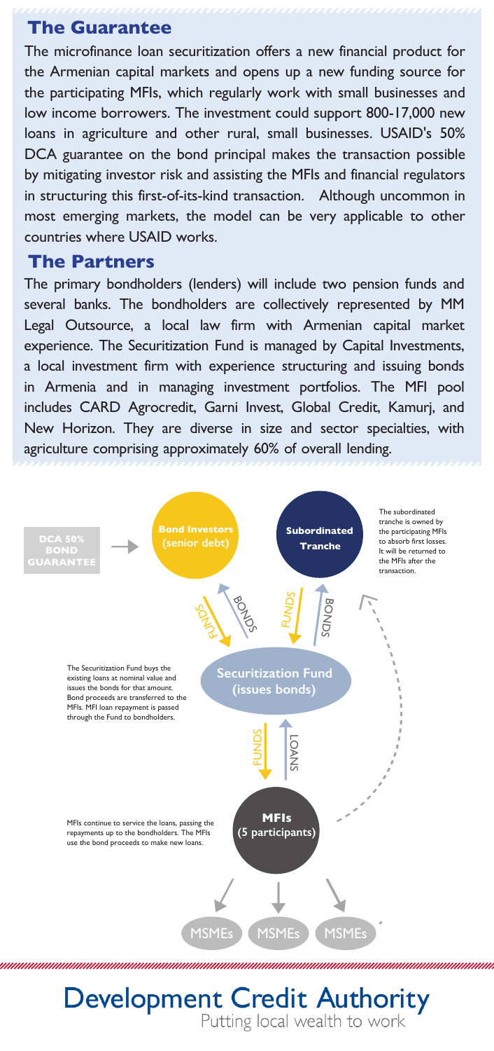## The Guarantee

The microfinance loan securitization offers a new financial product for the Armenian capital markets and opens up a new funding source for the participating MFIs, which regularly work with small businesses and low income borrowers. The investment could support 800-17,000 new loans in agriculture and other rural, small businesses. USAID's 50% DCA guarantee on the bond principal makes the transaction possible by mitigating investor risk and assisting the MFIs and financial regulators in structuring this first-of-its-kind transaction. Although uncommon in most emerging markets, the model can be very applicable to other countries where USAID works.

## The Partners

The primary bondholders (lenders) will include two pension funds and several banks. The bondholders are collectively represented by MM Legal Outsource, a local law firm with Armenian capital market experience. The Securitization Fund is managed by Capital Investments, a local investment firm with experience structuring and issuing bonds in Armenia and in managing investment portfolios. The MFI pool includes CARD Agrocredit, Garni Invest, Global Credit, Kamurj, and New Horizon. They are diverse in size and sector specialties, with agriculture comprising approximately 60% of overall lending.

DCA 50% BOND GUARANTEE

Bond Investors (senior debt)

Subordinated Tranche

The subordinated tranche is owned by the participating MFIs to absorb first losses. It will be returned to the MFIs after the transaction.

FUNDS

BONDS

FUNDS

BONDS

The Securitization Fund buys the existing loans at nominal value and issues the bonds for that amount. Bond proceeds are transferred to the MFIs. MFI loan repayment is passed through the Fund to bondholders.

Securitization Fund (issues bonds)

FUNDS

LOANS

MFIs continue to service the loans, passing the repayments up to the bondholders. The MFIs use the bond proceeds to make new loans.

MFIs (5 participants)

MSMEs

MSMEs

MSMEs

# Development Credit Authority

Putting local wealth to work